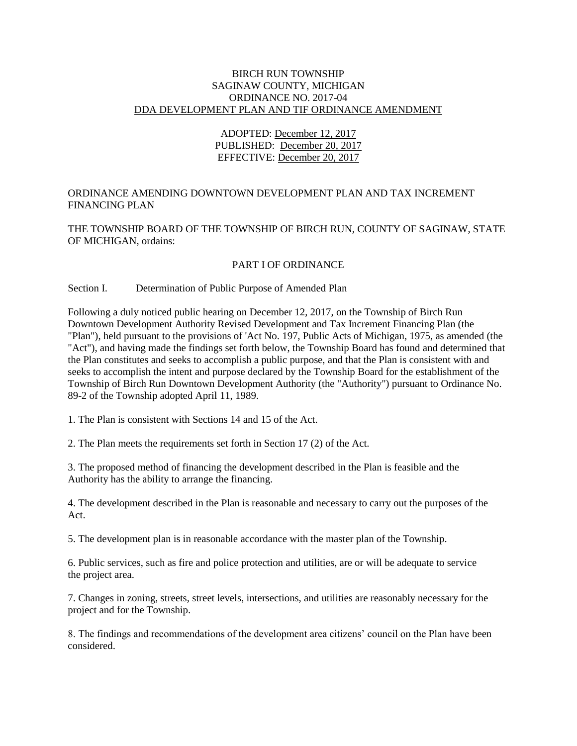BIRCH RUN TOWNSHIP
SAGINAW COUNTY, MICHIGAN
ORDINANCE NO. 2017-04
DDA DEVELOPMENT PLAN AND TIF ORDINANCE AMENDMENT

ADOPTED: December 12, 2017
PUBLISHED: December 20, 2017
EFFECTIVE: December 20, 2017

ORDINANCE AMENDING DOWNTOWN DEVELOPMENT PLAN AND TAX INCREMENT FINANCING PLAN

THE TOWNSHIP BOARD OF THE TOWNSHIP OF BIRCH RUN, COUNTY OF SAGINAW, STATE OF MICHIGAN, ordains:

PART I OF ORDINANCE

Section I. Determination of Public Purpose of Amended Plan

Following a duly noticed public hearing on December 12, 2017, on the Township of Birch Run Downtown Development Authority Revised Development and Tax Increment Financing Plan (the "Plan"), held pursuant to the provisions of 'Act No. 197, Public Acts of Michigan, 1975, as amended (the "Act"), and having made the findings set forth below, the Township Board has found and determined that the Plan constitutes and seeks to accomplish a public purpose, and that the Plan is consistent with and seeks to accomplish the intent and purpose declared by the Township Board for the establishment of the Township of Birch Run Downtown Development Authority (the "Authority") pursuant to Ordinance No. 89-2 of the Township adopted April 11, 1989.

1. The Plan is consistent with Sections 14 and 15 of the Act.

2. The Plan meets the requirements set forth in Section 17 (2) of the Act.

3. The proposed method of financing the development described in the Plan is feasible and the Authority has the ability to arrange the financing.

4. The development described in the Plan is reasonable and necessary to carry out the purposes of the Act.

5. The development plan is in reasonable accordance with the master plan of the Township.

6. Public services, such as fire and police protection and utilities, are or will be adequate to service the project area.

7. Changes in zoning, streets, street levels, intersections, and utilities are reasonably necessary for the project and for the Township.

8. The findings and recommendations of the development area citizens' council on the Plan have been considered.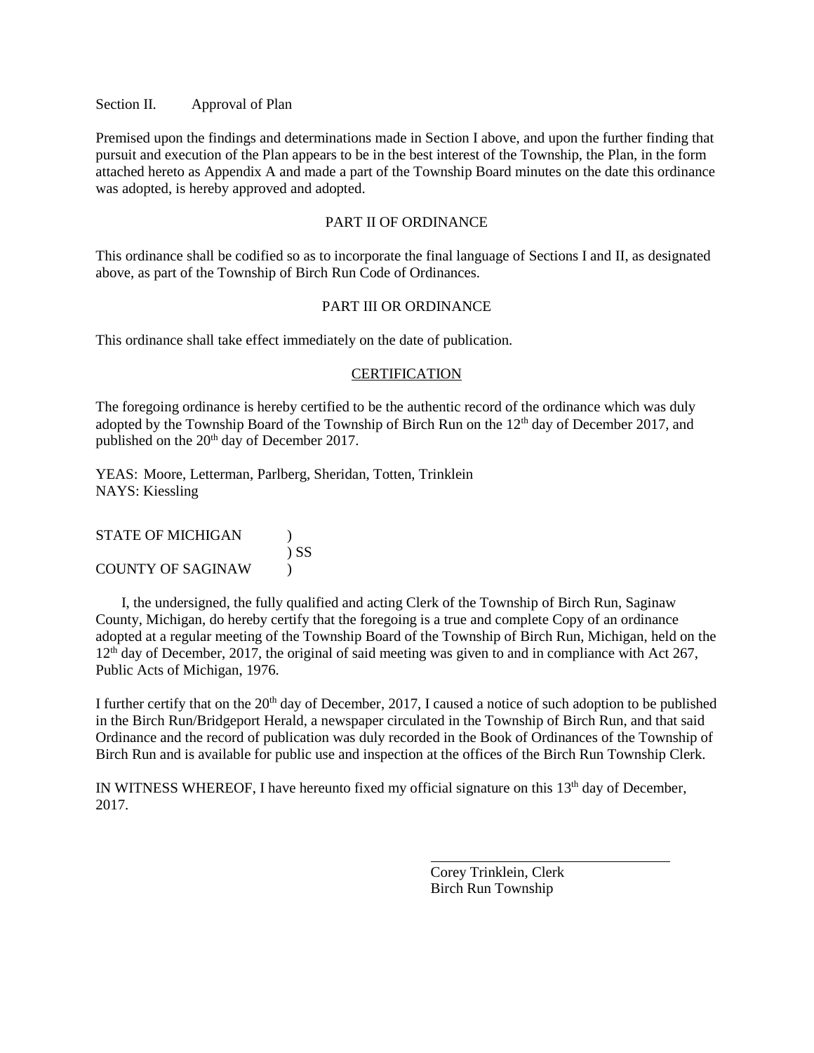Section II. Approval of Plan

Premised upon the findings and determinations made in Section I above, and upon the further finding that pursuit and execution of the Plan appears to be in the best interest of the Township, the Plan, in the form attached hereto as Appendix A and made a part of the Township Board minutes on the date this ordinance was adopted, is hereby approved and adopted.

PART II OF ORDINANCE

This ordinance shall be codified so as to incorporate the final language of Sections I and II, as designated above, as part of the Township of Birch Run Code of Ordinances.

PART III OR ORDINANCE

This ordinance shall take effect immediately on the date of publication.

CERTIFICATION

The foregoing ordinance is hereby certified to be the authentic record of the ordinance which was duly adopted by the Township Board of the Township of Birch Run on the 12th day of December 2017, and published on the 20th day of December 2017.

YEAS: Moore, Letterman, Parlberg, Sheridan, Totten, Trinklein
NAYS: Kiessling

STATE OF MICHIGAN )
) SS
COUNTY OF SAGINAW )

I, the undersigned, the fully qualified and acting Clerk of the Township of Birch Run, Saginaw County, Michigan, do hereby certify that the foregoing is a true and complete Copy of an ordinance adopted at a regular meeting of the Township Board of the Township of Birch Run, Michigan, held on the 12th day of December, 2017, the original of said meeting was given to and in compliance with Act 267, Public Acts of Michigan, 1976.

I further certify that on the 20th day of December, 2017, I caused a notice of such adoption to be published in the Birch Run/Bridgeport Herald, a newspaper circulated in the Township of Birch Run, and that said Ordinance and the record of publication was duly recorded in the Book of Ordinances of the Township of Birch Run and is available for public use and inspection at the offices of the Birch Run Township Clerk.

IN WITNESS WHEREOF, I have hereunto fixed my official signature on this 13th day of December, 2017.

Corey Trinklein, Clerk
Birch Run Township